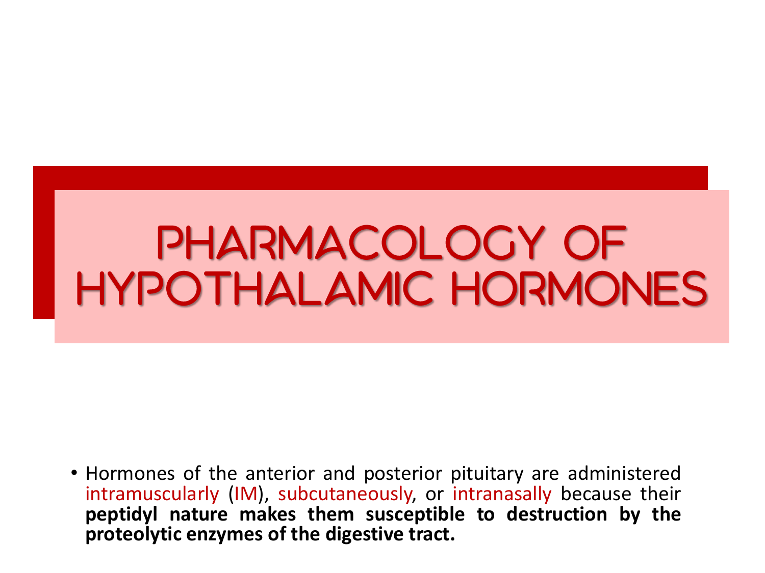# PHARMACOLOGY OF HYPOTHALAMIC HORMONES

- Hormones of the anterior and posterior pituitary are administered intramuscularly (IM), subcutaneously, or intranasally because their **peptidyl nature makes them susceptible to destruction by the proteolytic enzymes of the digestive tract.**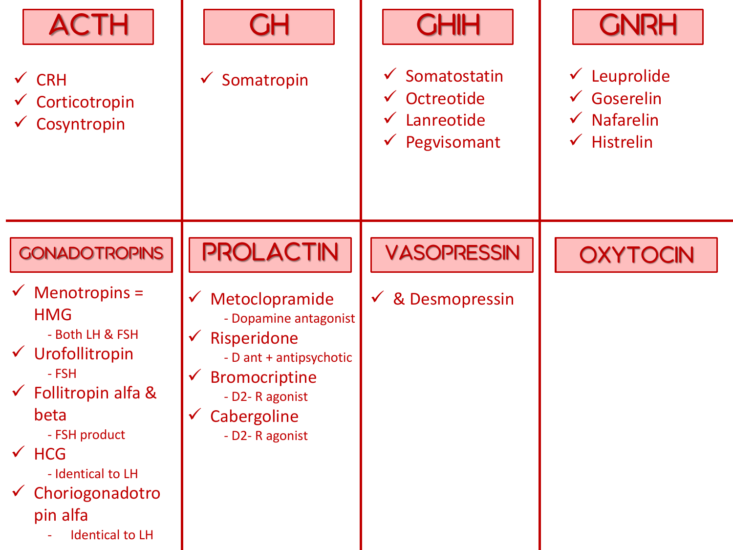## ACTH

- ✓ CRH
- ✓ Corticotropin
- ✓ Cosyntropin

## GH

- ✓ Somatropin

## GHIH

- ✓ Somatostatin
- ✓ Octreotide
- ✓ Lanreotide
- ✓ Pegvisomant

## GNRH

- ✓ Leuprolide
- ✓ Goserelin
- ✓ Nafarelin
- ✓ Histrelin

## GONADOTROPINS

- ✓ Menotropins = HMG
  - Both LH & FSH
- ✓ Urofollitropin
  - FSH
- ✓ Follitropin alfa & beta
  - FSH product
- ✓ HCG
  - Identical to LH
- ✓ Choriogonadotropin alfa
  - Identical to LH

## PROLACTIN

- ✓ Metoclopramide
  - Dopamine antagonist
- ✓ Risperidone
  - D ant + antipsychotic
- ✓ Bromocriptine
  - D2- R agonist
- ✓ Cabergoline
  - D2- R agonist

## VASOPRESSIN

- ✓ & Desmopressin

## OXYTOCIN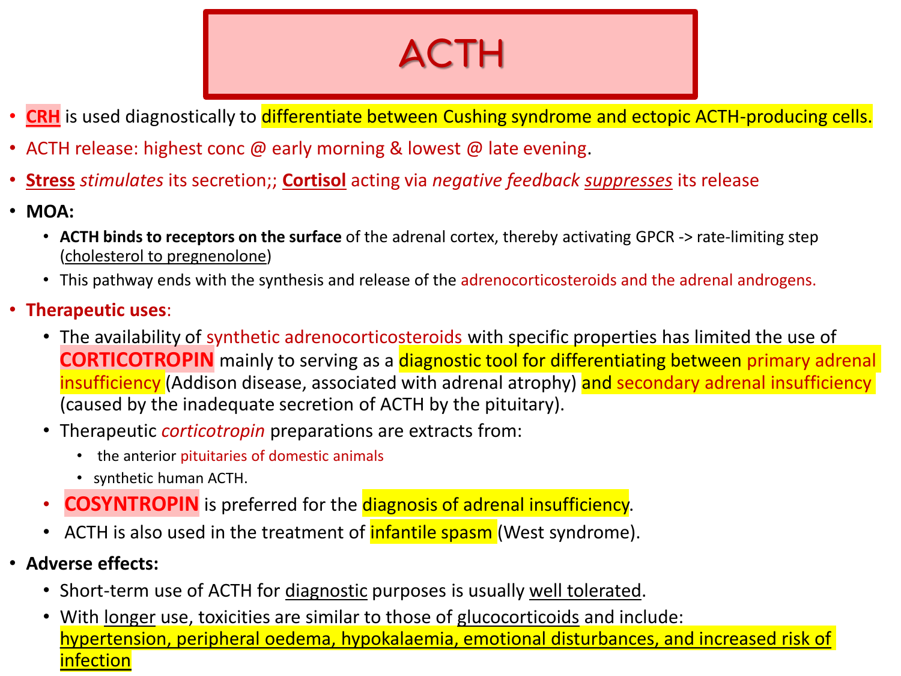# ACTH

- **CRH** is used diagnostically to differentiate between Cushing syndrome and ectopic ACTH-producing cells.
- ACTH release: highest conc @ early morning & lowest @ late evening.
- **Stress** *stimulates* its secretion;; **Cortisol** acting via *negative feedback* *suppresses* its release
- **MOA:**
  - **ACTH binds to receptors on the surface** of the adrenal cortex, thereby activating GPCR -> rate-limiting step (cholesterol to pregnenolone)
  - This pathway ends with the synthesis and release of the adrenocorticosteroids and the adrenal androgens.
- **Therapeutic uses**:
  - The availability of synthetic adrenocorticosteroids with specific properties has limited the use of **CORTICOTROPIN** mainly to serving as a diagnostic tool for differentiating between primary adrenal insufficiency (Addison disease, associated with adrenal atrophy) and secondary adrenal insufficiency (caused by the inadequate secretion of ACTH by the pituitary).
  - Therapeutic *corticotropin* preparations are extracts from:
    - the anterior pituitaries of domestic animals
    - synthetic human ACTH.
  - **COSYNTROPIN** is preferred for the diagnosis of adrenal insufficiency.
  - ACTH is also used in the treatment of infantile spasm (West syndrome).
- **Adverse effects:**
  - Short-term use of ACTH for diagnostic purposes is usually well tolerated.
  - With longer use, toxicities are similar to those of glucocorticoids and include: hypertension, peripheral oedema, hypokalaemia, emotional disturbances, and increased risk of infection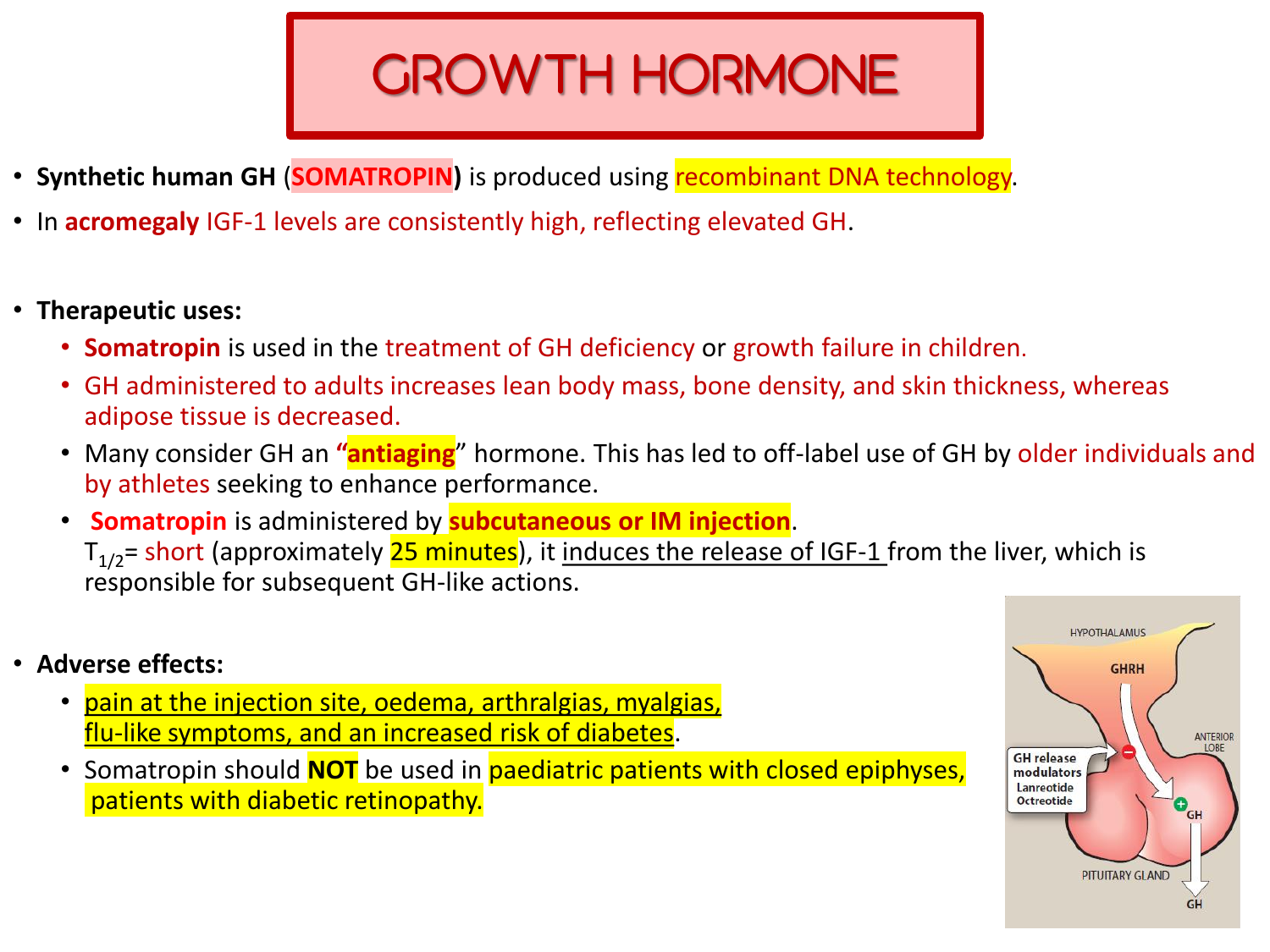# GROWTH HORMONE

- **Synthetic human GH (SOMATROPIN)** is produced using recombinant DNA technology.
- In **acromegaly** IGF-1 levels are consistently high, reflecting elevated GH.

- **Therapeutic uses:**
  - **Somatropin** is used in the treatment of GH deficiency or growth failure in children.
  - GH administered to adults increases lean body mass, bone density, and skin thickness, whereas adipose tissue is decreased.
  - Many consider GH an **"antiaging"** hormone. This has led to off-label use of GH by older individuals and by athletes seeking to enhance performance.
  - **Somatropin** is administered by **subcutaneous or IM injection**. $T_{1/2}$= short (approximately 25 minutes), it induces the release of IGF-1 from the liver, which is responsible for subsequent GH-like actions.

- **Adverse effects:**
  - pain at the injection site, oedema, arthralgias, myalgias, flu-like symptoms, and an increased risk of diabetes.
  - Somatropin should **NOT** be used in paediatric patients with closed epiphyses, patients with diabetic retinopathy.

HYPOTHALAMUS

GHRH

GH release modulators
Lanreotide
Octreotide

ANTERIOR LOBE

GH

PITUITARY GLAND

GH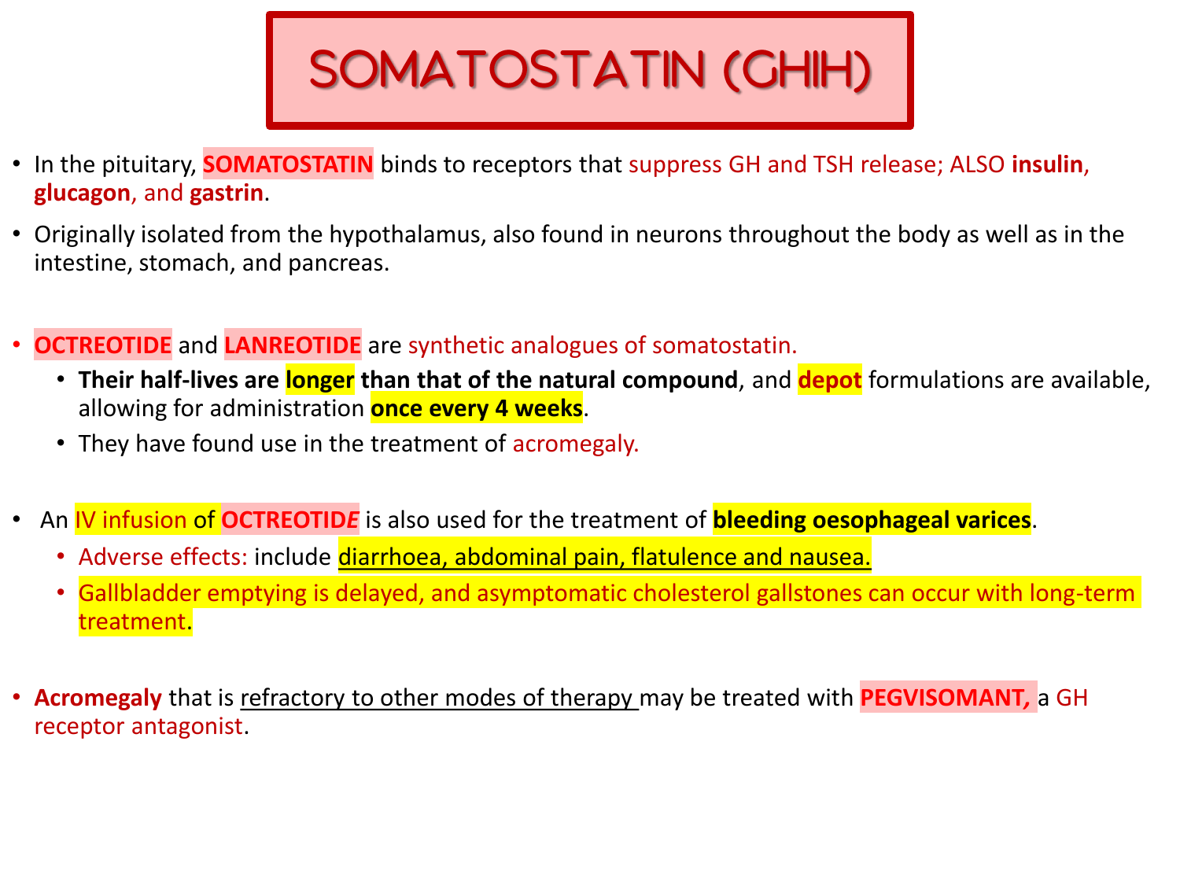# SOMATOSTATIN (GHIH)

- In the pituitary, **SOMATOSTATIN** binds to receptors that suppress GH and TSH release; ALSO **insulin**, **glucagon**, and **gastrin**.
- Originally isolated from the hypothalamus, also found in neurons throughout the body as well as in the intestine, stomach, and pancreas.

- **OCTREOTIDE** and **LANREOTIDE** are synthetic analogues of somatostatin.
  - **Their half-lives are longer than that of the natural compound**, and **depot** formulations are available, allowing for administration **once every 4 weeks**.
  - They have found use in the treatment of acromegaly.

- An IV infusion of **OCTREOTIDE** is also used for the treatment of **bleeding oesophageal varices**.
  - Adverse effects: include diarrhoea, abdominal pain, flatulence and nausea.
  - Gallbladder emptying is delayed, and asymptomatic cholesterol gallstones can occur with long-term treatment.

- **Acromegaly** that is refractory to other modes of therapy may be treated with **PEGVISOMANT,** a GH receptor antagonist.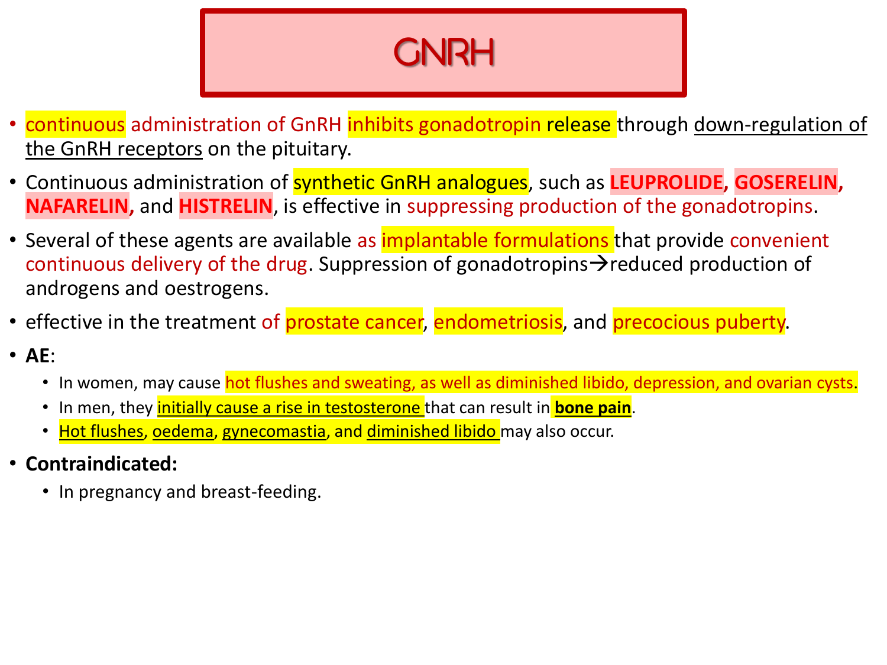# GNRH

- continuous administration of GnRH inhibits gonadotropin release through down-regulation of the GnRH receptors on the pituitary.
- Continuous administration of synthetic GnRH analogues, such as **LEUPROLIDE**, **GOSERELIN**, **NAFARELIN**, and **HISTRELIN**, is effective in suppressing production of the gonadotropins.
- Several of these agents are available as implantable formulations that provide convenient continuous delivery of the drug. Suppression of gonadotropins→reduced production of androgens and oestrogens.
- effective in the treatment of prostate cancer, endometriosis, and precocious puberty.
- **AE**:
  - In women, may cause hot flushes and sweating, as well as diminished libido, depression, and ovarian cysts.
  - In men, they initially cause a rise in testosterone that can result in **bone pain**.
  - Hot flushes, oedema, gynecomastia, and diminished libido may also occur.
- **Contraindicated:**
  - In pregnancy and breast-feeding.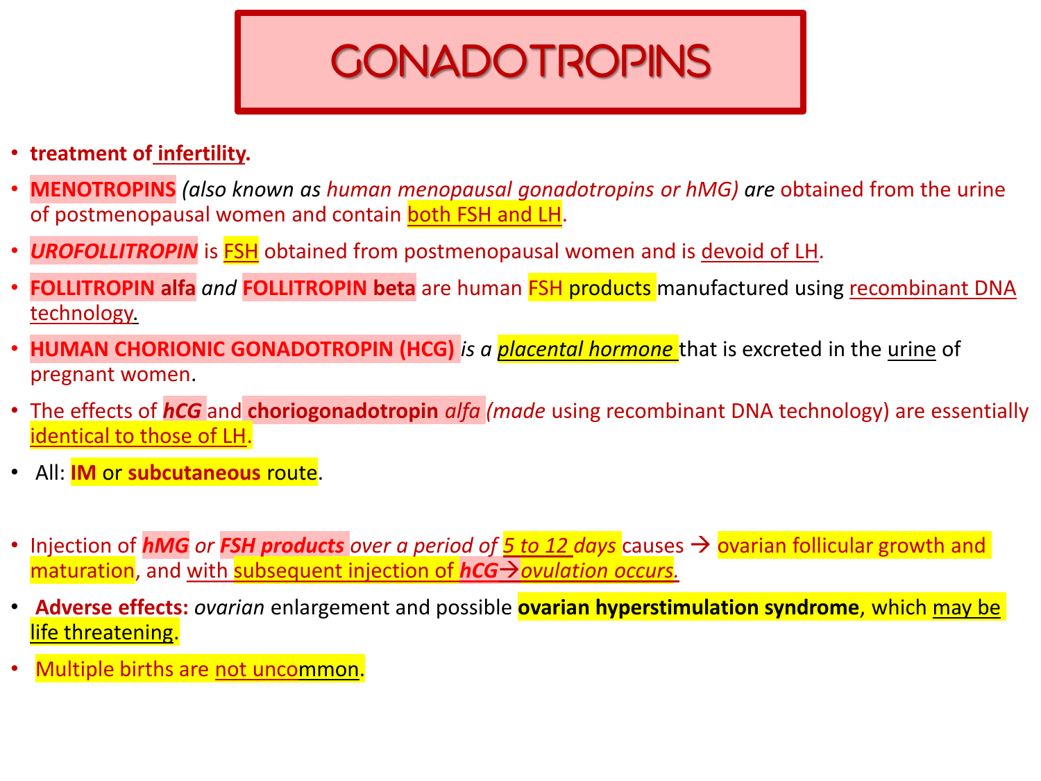# GONADOTROPINS

- **treatment of infertility.**
- **MENOTROPINS** *(also known as human menopausal gonadotropins or hMG) are* obtained from the urine of postmenopausal women and contain both FSH and LH.
- ***UROFOLLITROPIN*** is FSH obtained from postmenopausal women and is devoid of LH.
- **FOLLITROPIN alfa** *and* **FOLLITROPIN beta** are human FSH products manufactured using recombinant DNA technology.
- **HUMAN CHORIONIC GONADOTROPIN (HCG)** *is a placental hormone* that is excreted in the urine of pregnant women.
- The effects of ***hCG*** and **choriogonadotropin** *alfa (made* using recombinant DNA technology) are essentially identical to those of LH.
- All: **IM** or **subcutaneous** route.

- Injection of ***hMG*** *or* ***FSH products*** *over a period of 5 to 12 days* causes → ovarian follicular growth and maturation, and with subsequent injection of ***hCG***→*ovulation occurs.*
- **Adverse effects:** *ovarian* enlargement and possible **ovarian hyperstimulation syndrome**, which may be life threatening.
- Multiple births are not uncommon.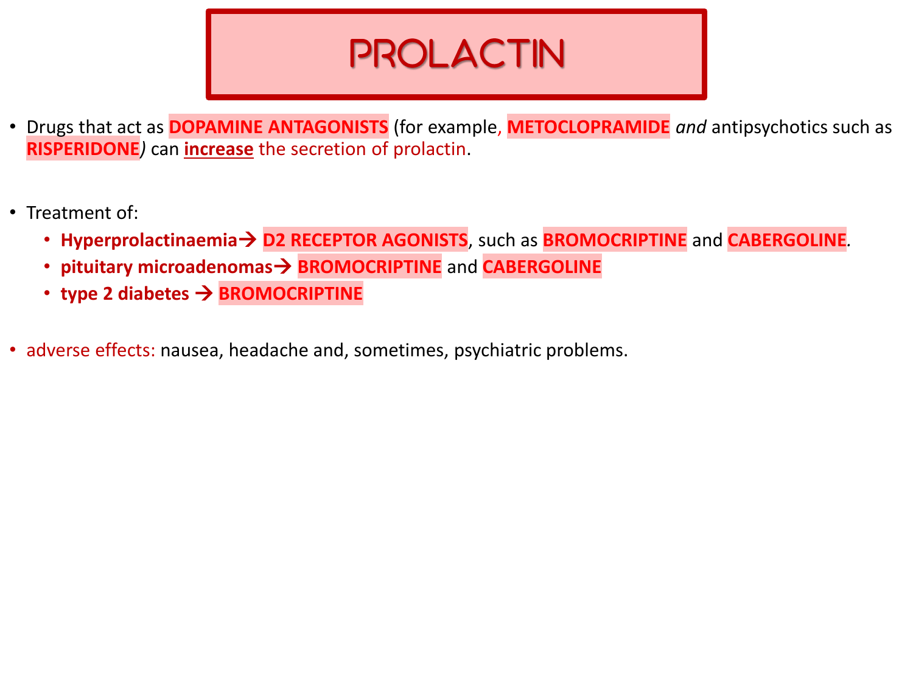# PROLACTIN

- Drugs that act as **DOPAMINE ANTAGONISTS** (for example, **METOCLOPRAMIDE** *and* antipsychotics such as **RISPERIDONE***)* can **increase** the secretion of prolactin.

- Treatment of:
  - **Hyperprolactinaemia→ D2 RECEPTOR AGONISTS**, such as **BROMOCRIPTINE** and **CABERGOLINE**.
  - **pituitary microadenomas→ BROMOCRIPTINE** and **CABERGOLINE**
  - **type 2 diabetes → BROMOCRIPTINE**

- adverse effects: nausea, headache and, sometimes, psychiatric problems.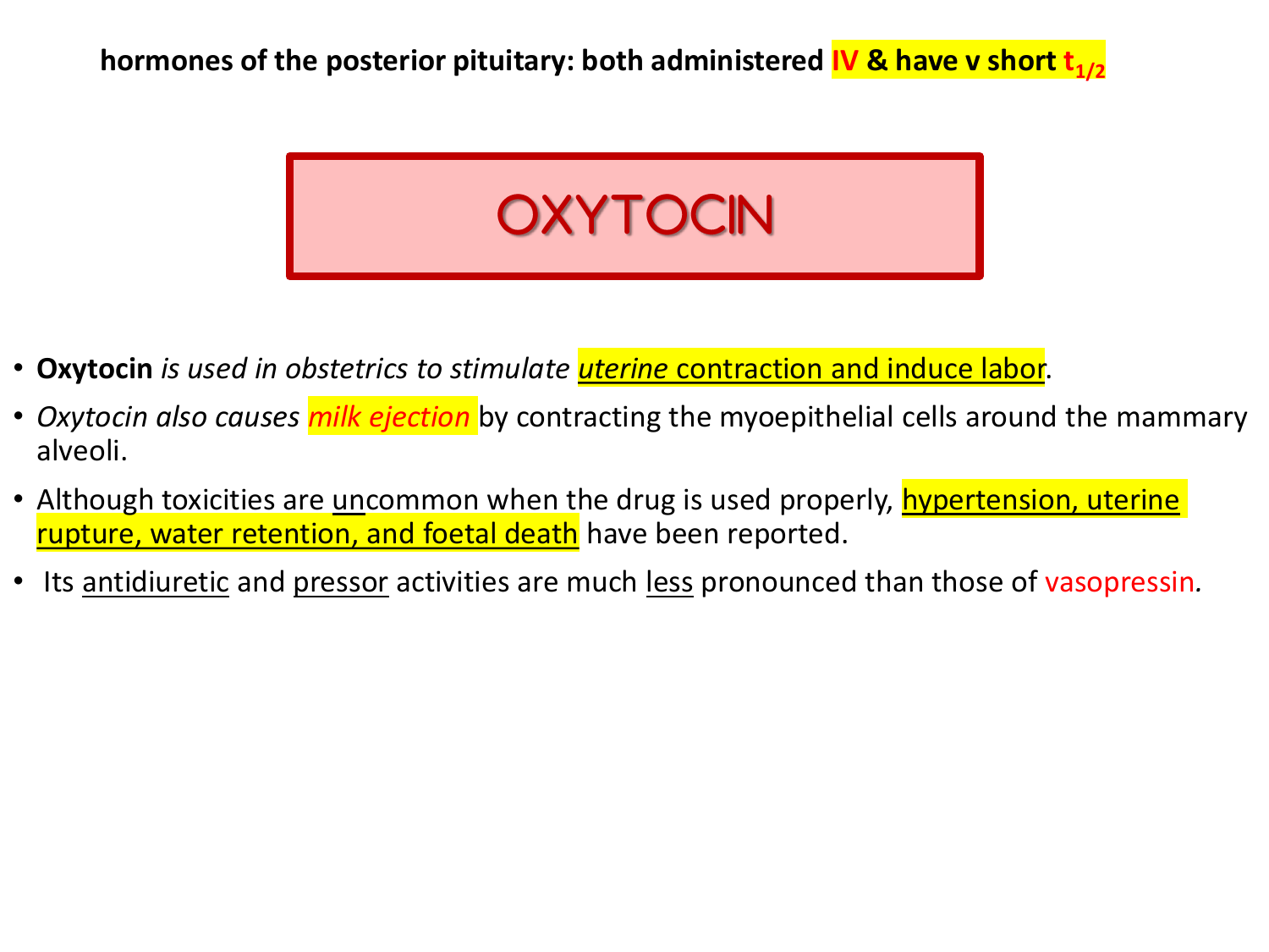**hormones of the posterior pituitary: both administered IV & have v short $t_{1/2}$**

# OXYTOCIN

- **Oxytocin** *is used in obstetrics to stimulate* uterine contraction and induce labor.
- *Oxytocin also causes* *milk ejection* by contracting the myoepithelial cells around the mammary alveoli.
- Although toxicities are uncommon when the drug is used properly, hypertension, uterine rupture, water retention, and foetal death have been reported.
- Its antidiuretic and pressor activities are much less pronounced than those of vasopressin.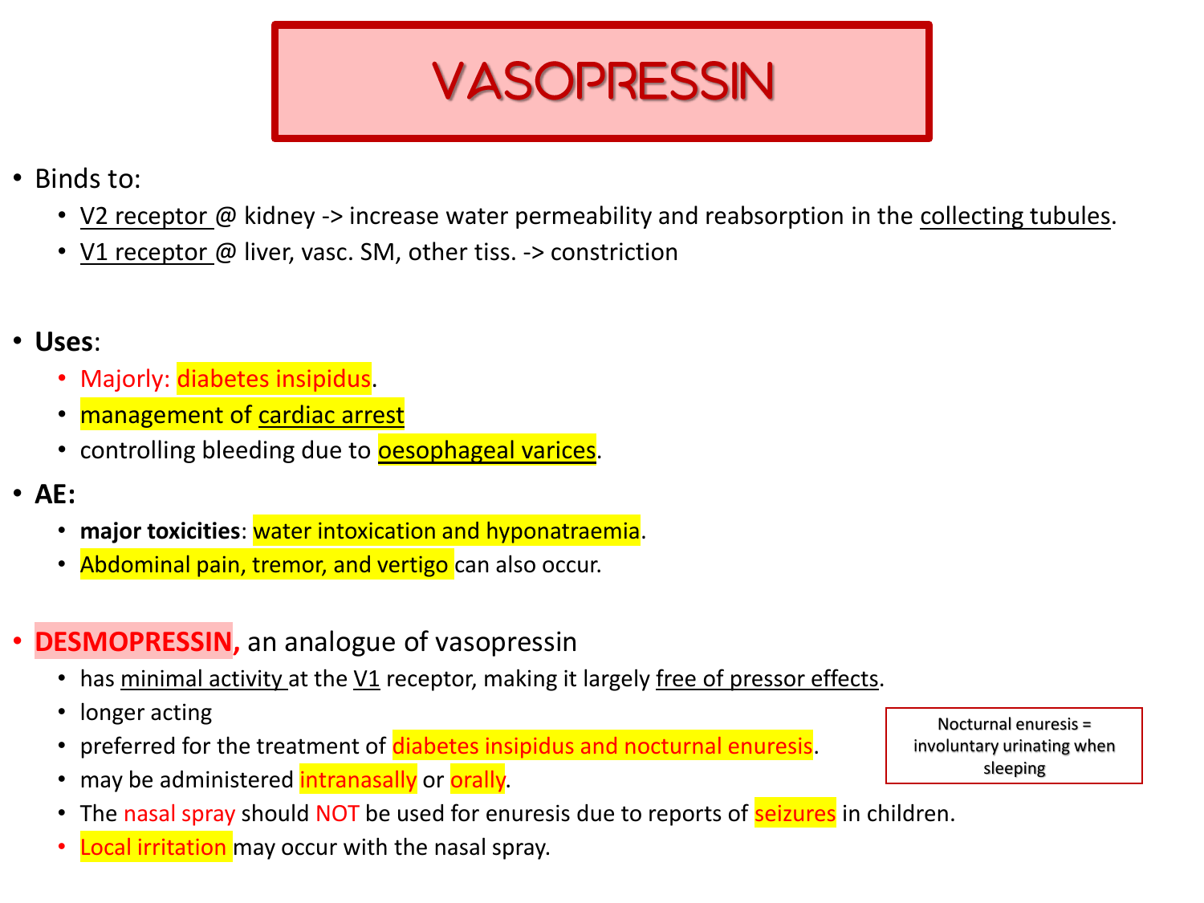# VASOPRESSIN

- Binds to:
  - V2 receptor @ kidney -> increase water permeability and reabsorption in the collecting tubules.
  - V1 receptor @ liver, vasc. SM, other tiss. -> constriction

- **Uses**:
  - Majorly: diabetes insipidus.
  - management of cardiac arrest
  - controlling bleeding due to oesophageal varices.
- **AE:**
  - **major toxicities**: water intoxication and hyponatraemia.
  - Abdominal pain, tremor, and vertigo can also occur.

- **DESMOPRESSIN**, an analogue of vasopressin
  - has minimal activity at the V1 receptor, making it largely free of pressor effects.
  - longer acting
  - preferred for the treatment of diabetes insipidus and nocturnal enuresis.
  - may be administered intranasally or orally.
  - The nasal spray should NOT be used for enuresis due to reports of seizures in children.
  - Local irritation may occur with the nasal spray.

Nocturnal enuresis = involuntary urinating when sleeping